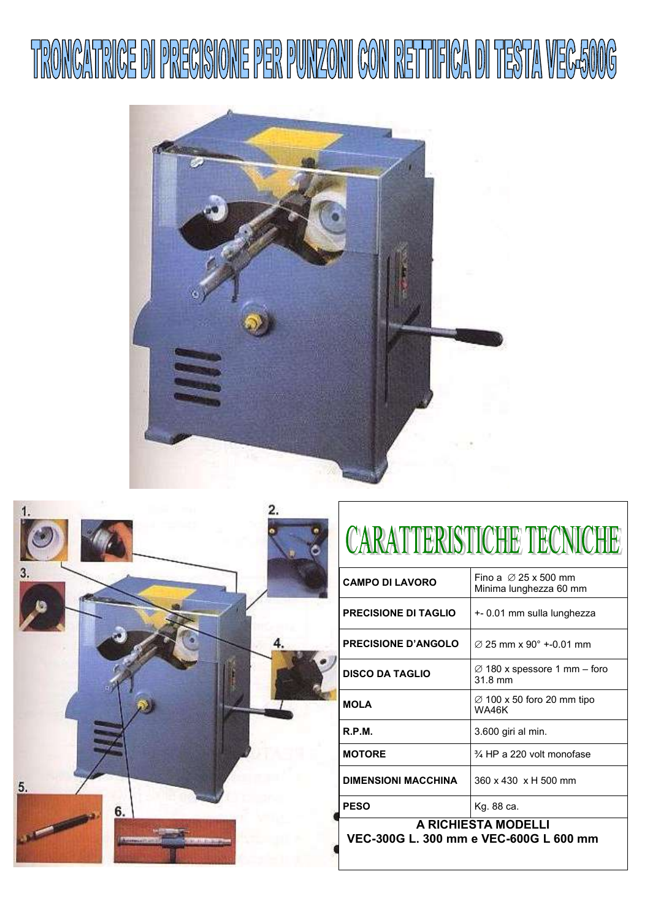# TRONCATRICE DI PRECISIONE PER PUNZONI CON RETTIFICA DI TESTA VEC-500G

## CARATTERISTICHE TECNICHE

| | |
|---|---|
| **CAMPO DI LAVORO** | Fino a ∅ 25 x 500 mm<br>Minima lunghezza 60 mm |
| **PRECISIONE DI TAGLIO** | +- 0.01 mm sulla lunghezza |
| **PRECISIONE D'ANGOLO** | ∅ 25 mm x 90° +-0.01 mm |
| **DISCO DA TAGLIO** | ∅ 180 x spessore 1 mm – foro 31.8 mm |
| **MOLA** | ∅ 100 x 50 foro 20 mm tipo WA46K |
| **R.P.M.** | 3.600 giri al min. |
| **MOTORE** | ¾ HP a 220 volt monofase |
| **DIMENSIONI MACCHINA** | 360 x 430 x H 500 mm |
| **PESO** | Kg. 88 ca. |

**A RICHIESTA MODELLI**
**VEC-300G L. 300 mm e VEC-600G L 600 mm**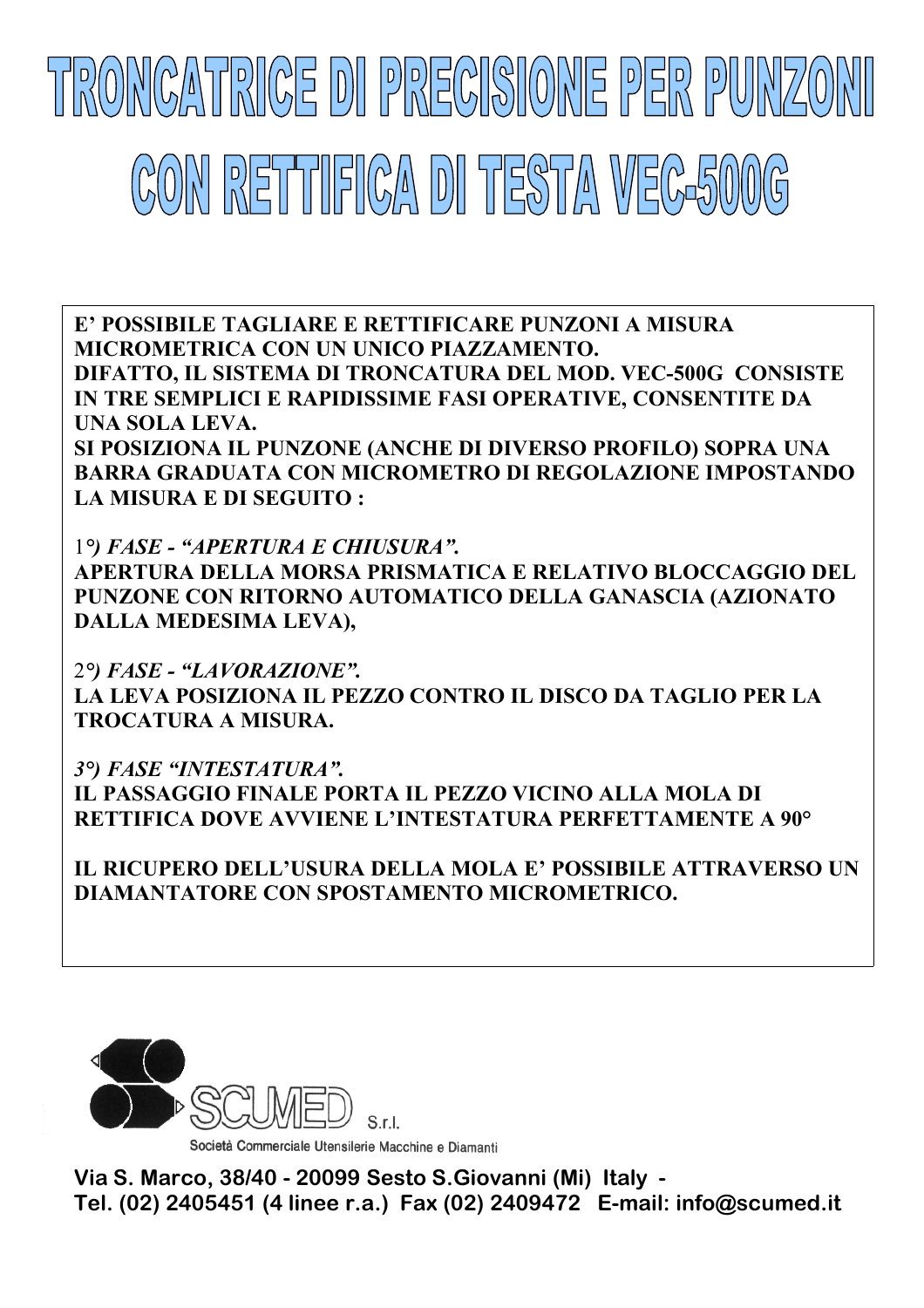# TRONCATRICE DI PRECISIONE PER PUNZONI CON RETTIFICA DI TESTA VEC-500G

**E' POSSIBILE TAGLIARE E RETTIFICARE PUNZONI A MISURA MICROMETRICA CON UN UNICO PIAZZAMENTO.**
**DIFATTO, IL SISTEMA DI TRONCATURA DEL MOD. VEC-500G CONSISTE IN TRE SEMPLICI E RAPIDISSIME FASI OPERATIVE, CONSENTITE DA UNA SOLA LEVA.**
**SI POSIZIONA IL PUNZONE (ANCHE DI DIVERSO PROFILO) SOPRA UNA BARRA GRADUATA CON MICROMETRO DI REGOLAZIONE IMPOSTANDO LA MISURA E DI SEGUITO :**

1*°) FASE - "APERTURA E CHIUSURA".*
**APERTURA DELLA MORSA PRISMATICA E RELATIVO BLOCCAGGIO DEL PUNZONE CON RITORNO AUTOMATICO DELLA GANASCIA (AZIONATO DALLA MEDESIMA LEVA),**

2*°) FASE - "LAVORAZIONE".*
**LA LEVA POSIZIONA IL PEZZO CONTRO IL DISCO DA TAGLIO PER LA TROCATURA A MISURA.**

*3°) FASE "INTESTATURA".*
**IL PASSAGGIO FINALE PORTA IL PEZZO VICINO ALLA MOLA DI RETTIFICA DOVE AVVIENE L'INTESTATURA PERFETTAMENTE A 90°**

**IL RICUPERO DELL'USURA DELLA MOLA E' POSSIBILE ATTRAVERSO UN DIAMANTATORE CON SPOSTAMENTO MICROMETRICO.**

SCUMED S.r.l.
Società Commerciale Utensilerie Macchine e Diamanti

**Via S. Marco, 38/40 - 20099 Sesto S.Giovanni (Mi) Italy -**
**Tel. (02) 2405451 (4 linee r.a.) Fax (02) 2409472 E-mail: info@scumed.it**